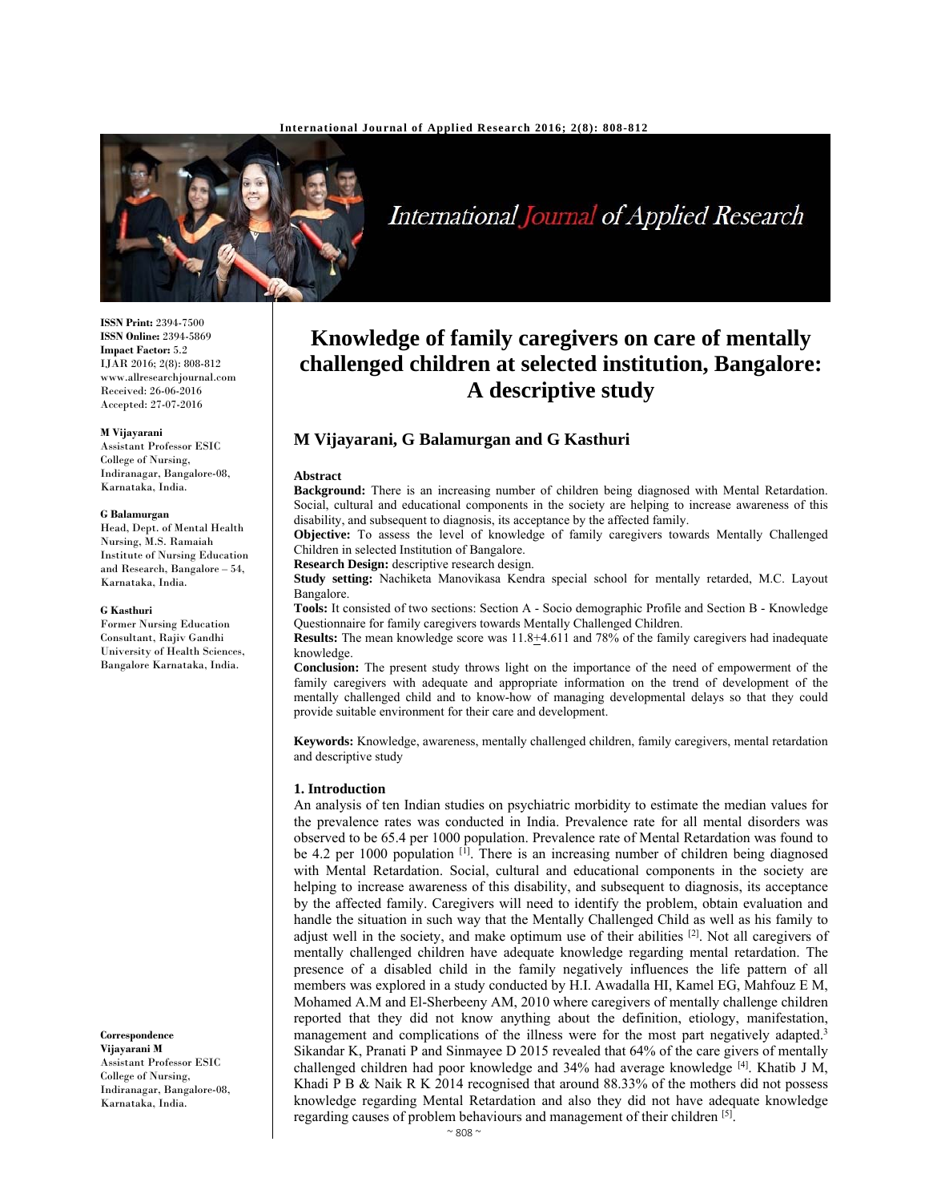# Knowledge of family caregivers on care of mentally challenged children at selected institution, Bangalore: A descriptive study

## M Vijayarani, G Balamurgan and G Kasthuri

**ISSN Print:** 2394-7500
**ISSN Online:** 2394-5869
**Impact Factor:** 5.2
IJAR 2016; 2(8): 808-812
www.allresearchjournal.com
Received: 26-06-2016
Accepted: 27-07-2016

**M Vijayarani**
Assistant Professor ESIC College of Nursing, Indiranagar, Bangalore-08, Karnataka, India.

**G Balamurgan**
Head, Dept. of Mental Health Nursing, M.S. Ramaiah Institute of Nursing Education and Research, Bangalore – 54, Karnataka, India.

**G Kasthuri**
Former Nursing Education Consultant, Rajiv Gandhi University of Health Sciences, Bangalore Karnataka, India.

**Correspondence**
**Vijayarani M**
Assistant Professor ESIC College of Nursing, Indiranagar, Bangalore-08, Karnataka, India.

### Abstract

**Background:** There is an increasing number of children being diagnosed with Mental Retardation. Social, cultural and educational components in the society are helping to increase awareness of this disability, and subsequent to diagnosis, its acceptance by the affected family.

**Objective:** To assess the level of knowledge of family caregivers towards Mentally Challenged Children in selected Institution of Bangalore.

**Research Design:** descriptive research design.

**Study setting:** Nachiketa Manovikasa Kendra special school for mentally retarded, M.C. Layout Bangalore.

**Tools:** It consisted of two sections: Section A - Socio demographic Profile and Section B - Knowledge Questionnaire for family caregivers towards Mentally Challenged Children.

**Results:** The mean knowledge score was 11.8+4.611 and 78% of the family caregivers had inadequate knowledge.

**Conclusion:** The present study throws light on the importance of the need of empowerment of the family caregivers with adequate and appropriate information on the trend of development of the mentally challenged child and to know-how of managing developmental delays so that they could provide suitable environment for their care and development.

**Keywords:** Knowledge, awareness, mentally challenged children, family caregivers, mental retardation and descriptive study

### 1. Introduction

An analysis of ten Indian studies on psychiatric morbidity to estimate the median values for the prevalence rates was conducted in India. Prevalence rate for all mental disorders was observed to be 65.4 per 1000 population. Prevalence rate of Mental Retardation was found to be 4.2 per 1000 population [1]. There is an increasing number of children being diagnosed with Mental Retardation. Social, cultural and educational components in the society are helping to increase awareness of this disability, and subsequent to diagnosis, its acceptance by the affected family. Caregivers will need to identify the problem, obtain evaluation and handle the situation in such way that the Mentally Challenged Child as well as his family to adjust well in the society, and make optimum use of their abilities [2]. Not all caregivers of mentally challenged children have adequate knowledge regarding mental retardation. The presence of a disabled child in the family negatively influences the life pattern of all members was explored in a study conducted by H.I. Awadalla HI, Kamel EG, Mahfouz E M, Mohamed A.M and El-Sherbeeny AM, 2010 where caregivers of mentally challenge children reported that they did not know anything about the definition, etiology, manifestation, management and complications of the illness were for the most part negatively adapted.[3] Sikandar K, Pranati P and Sinmayee D 2015 revealed that 64% of the care givers of mentally challenged children had poor knowledge and 34% had average knowledge [4]. Khatib J M, Khadi P B & Naik R K 2014 recognised that around 88.33% of the mothers did not possess knowledge regarding Mental Retardation and also they did not have adequate knowledge regarding causes of problem behaviours and management of their children [5].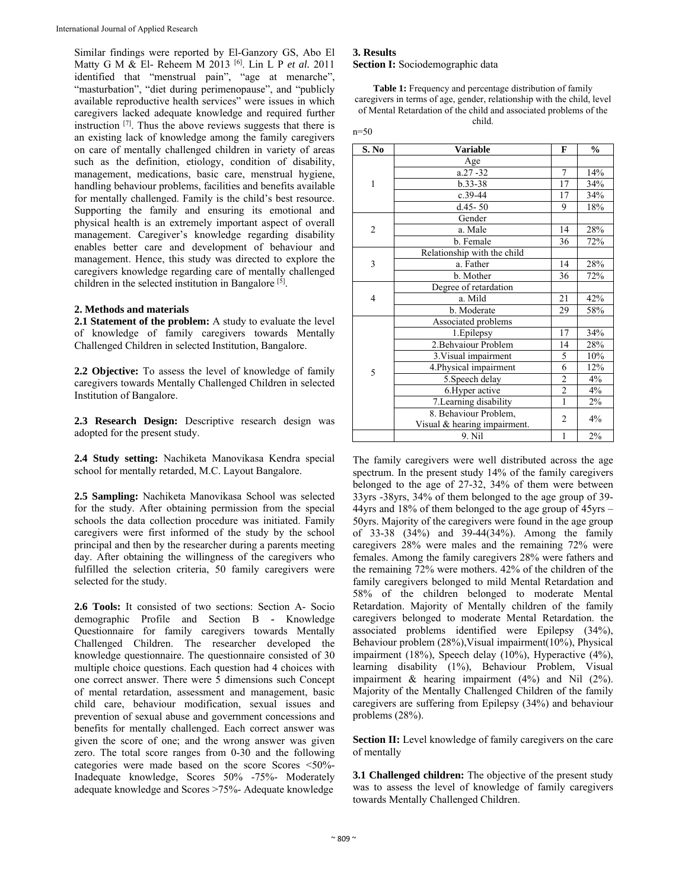Similar findings were reported by El-Ganzory GS, Abo El Matty G M & El- Reheem M 2013 [6]. Lin L P *et al.* 2011 identified that "menstrual pain", "age at menarche", "masturbation", "diet during perimenopause", and "publicly available reproductive health services" were issues in which caregivers lacked adequate knowledge and required further instruction [7]. Thus the above reviews suggests that there is an existing lack of knowledge among the family caregivers on care of mentally challenged children in variety of areas such as the definition, etiology, condition of disability, management, medications, basic care, menstrual hygiene, handling behaviour problems, facilities and benefits available for mentally challenged. Family is the child's best resource. Supporting the family and ensuring its emotional and physical health is an extremely important aspect of overall management. Caregiver's knowledge regarding disability enables better care and development of behaviour and management. Hence, this study was directed to explore the caregivers knowledge regarding care of mentally challenged children in the selected institution in Bangalore [5].

## 2. Methods and materials

**2.1 Statement of the problem:** A study to evaluate the level of knowledge of family caregivers towards Mentally Challenged Children in selected Institution, Bangalore.

**2.2 Objective:** To assess the level of knowledge of family caregivers towards Mentally Challenged Children in selected Institution of Bangalore.

**2.3 Research Design:** Descriptive research design was adopted for the present study.

**2.4 Study setting:** Nachiketa Manovikasa Kendra special school for mentally retarded, M.C. Layout Bangalore.

**2.5 Sampling:** Nachiketa Manovikasa School was selected for the study. After obtaining permission from the special schools the data collection procedure was initiated. Family caregivers were first informed of the study by the school principal and then by the researcher during a parents meeting day. After obtaining the willingness of the caregivers who fulfilled the selection criteria, 50 family caregivers were selected for the study.

**2.6 Tools:** It consisted of two sections: Section A- Socio demographic Profile and Section B - Knowledge Questionnaire for family caregivers towards Mentally Challenged Children. The researcher developed the knowledge questionnaire. The questionnaire consisted of 30 multiple choice questions. Each question had 4 choices with one correct answer. There were 5 dimensions such Concept of mental retardation, assessment and management, basic child care, behaviour modification, sexual issues and prevention of sexual abuse and government concessions and benefits for mentally challenged. Each correct answer was given the score of one; and the wrong answer was given zero. The total score ranges from 0-30 and the following categories were made based on the score Scores <50%- Inadequate knowledge, Scores 50% -75%- Moderately adequate knowledge and Scores >75%- Adequate knowledge

## 3. Results

**Section I:** Sociodemographic data

**Table 1:** Frequency and percentage distribution of family caregivers in terms of age, gender, relationship with the child, level of Mental Retardation of the child and associated problems of the child.

n=50

| S. No | Variable | F | % |
|---|---|---|---|
| 1 | Age | | |
| | a.27 -32 | 7 | 14% |
| | b.33-38 | 17 | 34% |
| | c.39-44 | 17 | 34% |
| | d.45- 50 | 9 | 18% |
| 2 | Gender | | |
| | a. Male | 14 | 28% |
| | b. Female | 36 | 72% |
| 3 | Relationship with the child | | |
| | a. Father | 14 | 28% |
| | b. Mother | 36 | 72% |
| 4 | Degree of retardation | | |
| | a. Mild | 21 | 42% |
| | b. Moderate | 29 | 58% |
| 5 | Associated problems | | |
| | 1.Epilepsy | 17 | 34% |
| | 2.Behvaiour Problem | 14 | 28% |
| | 3.Visual impairment | 5 | 10% |
| | 4.Physical impairment | 6 | 12% |
| | 5.Speech delay | 2 | 4% |
| | 6.Hyper active | 2 | 4% |
| | 7.Learning disability | 1 | 2% |
| | 8. Behaviour Problem, Visual & hearing impairment. | 2 | 4% |
| | 9. Nil | 1 | 2% |

The family caregivers were well distributed across the age spectrum. In the present study 14% of the family caregivers belonged to the age of 27-32, 34% of them were between 33yrs -38yrs, 34% of them belonged to the age group of 39-44yrs and 18% of them belonged to the age group of 45yrs – 50yrs. Majority of the caregivers were found in the age group of 33-38 (34%) and 39-44(34%). Among the family caregivers 28% were males and the remaining 72% were females. Among the family caregivers 28% were fathers and the remaining 72% were mothers. 42% of the children of the family caregivers belonged to mild Mental Retardation and 58% of the children belonged to moderate Mental Retardation. Majority of Mentally children of the family caregivers belonged to moderate Mental Retardation. the associated problems identified were Epilepsy (34%), Behaviour problem (28%),Visual impairment(10%), Physical impairment (18%), Speech delay (10%), Hyperactive (4%), learning disability (1%), Behaviour Problem, Visual impairment & hearing impairment (4%) and Nil (2%). Majority of the Mentally Challenged Children of the family caregivers are suffering from Epilepsy (34%) and behaviour problems (28%).

**Section II:** Level knowledge of family caregivers on the care of mentally

**3.1 Challenged children:** The objective of the present study was to assess the level of knowledge of family caregivers towards Mentally Challenged Children.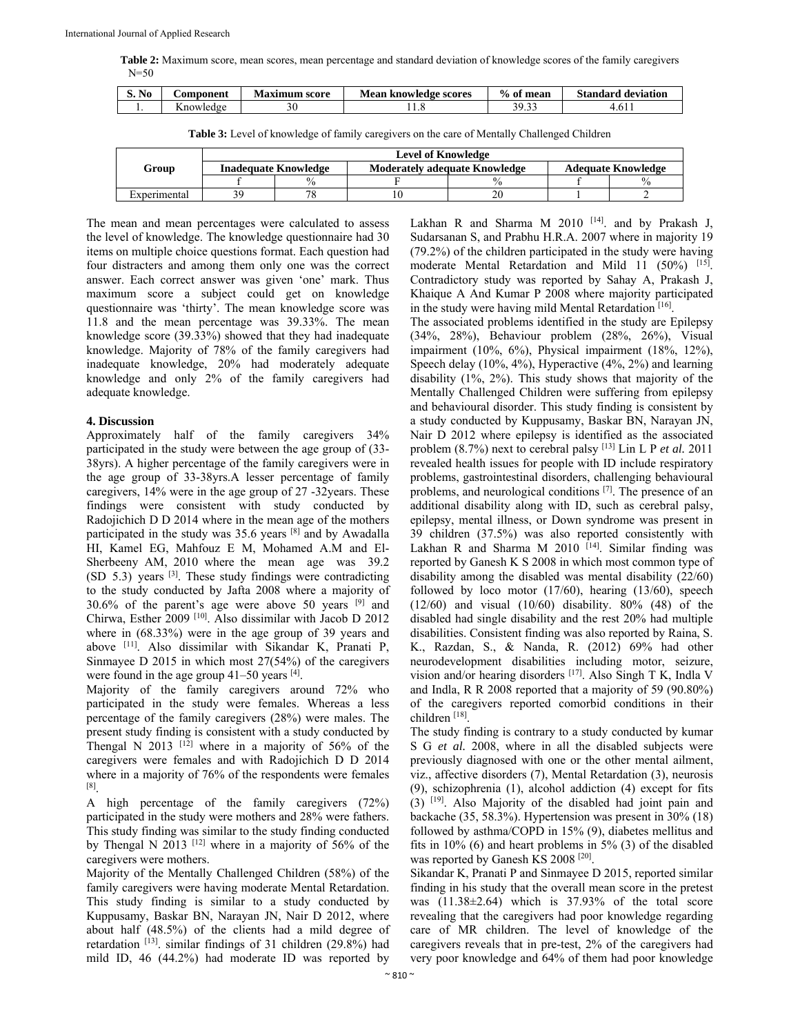**Table 2:** Maximum score, mean scores, mean percentage and standard deviation of knowledge scores of the family caregivers N=50

| S. No | Component | Maximum score | Mean knowledge scores | % of mean | Standard deviation |
|---|---|---|---|---|---|
| 1. | Knowledge | 30 | 11.8 | 39.33 | 4.611 |

**Table 3:** Level of knowledge of family caregivers on the care of Mentally Challenged Children

| Group | Level of Knowledge | | | | | |
|---|---|---|---|---|---|---|
| | Inadequate Knowledge | | Moderately adequate Knowledge | | Adequate Knowledge | |
| | f | % | F | % | f | % |
| Experimental | 39 | 78 | 10 | 20 | 1 | 2 |

The mean and mean percentages were calculated to assess the level of knowledge. The knowledge questionnaire had 30 items on multiple choice questions format. Each question had four distracters and among them only one was the correct answer. Each correct answer was given 'one' mark. Thus maximum score a subject could get on knowledge questionnaire was 'thirty'. The mean knowledge score was 11.8 and the mean percentage was 39.33%. The mean knowledge score (39.33%) showed that they had inadequate knowledge. Majority of 78% of the family caregivers had inadequate knowledge, 20% had moderately adequate knowledge and only 2% of the family caregivers had adequate knowledge.

## 4. Discussion

Approximately half of the family caregivers 34% participated in the study were between the age group of (33-38yrs). A higher percentage of the family caregivers were in the age group of 33-38yrs.A lesser percentage of family caregivers, 14% were in the age group of 27 -32years. These findings were consistent with study conducted by Radojichich D D 2014 where in the mean age of the mothers participated in the study was 35.6 years [8] and by Awadalla HI, Kamel EG, Mahfouz E M, Mohamed A.M and El-Sherbeeny AM, 2010 where the mean age was 39.2 (SD 5.3) years [3]. These study findings were contradicting to the study conducted by Jafta 2008 where a majority of 30.6% of the parent's age were above 50 years [9] and Chirwa, Esther 2009 [10]. Also dissimilar with Jacob D 2012 where in (68.33%) were in the age group of 39 years and above [11]. Also dissimilar with Sikandar K, Pranati P, Sinmayee D 2015 in which most 27(54%) of the caregivers were found in the age group 41–50 years [4].

Majority of the family caregivers around 72% who participated in the study were females. Whereas a less percentage of the family caregivers (28%) were males. The present study finding is consistent with a study conducted by Thengal N 2013 [12] where in a majority of 56% of the caregivers were females and with Radojichich D D 2014 where in a majority of 76% of the respondents were females [8].

A high percentage of the family caregivers (72%) participated in the study were mothers and 28% were fathers. This study finding was similar to the study finding conducted by Thengal N 2013 [12] where in a majority of 56% of the caregivers were mothers.

Majority of the Mentally Challenged Children (58%) of the family caregivers were having moderate Mental Retardation. This study finding is similar to a study conducted by Kuppusamy, Baskar BN, Narayan JN, Nair D 2012, where about half (48.5%) of the clients had a mild degree of retardation [13]. similar findings of 31 children (29.8%) had mild ID, 46 (44.2%) had moderate ID was reported by Lakhan R and Sharma M 2010 [14]. and by Prakash J, Sudarsanan S, and Prabhu H.R.A. 2007 where in majority 19 (79.2%) of the children participated in the study were having moderate Mental Retardation and Mild 11 (50%) [15]. Contradictory study was reported by Sahay A, Prakash J, Khaique A And Kumar P 2008 where majority participated in the study were having mild Mental Retardation [16].

The associated problems identified in the study are Epilepsy (34%, 28%), Behaviour problem (28%, 26%), Visual impairment (10%, 6%), Physical impairment (18%, 12%), Speech delay (10%, 4%), Hyperactive (4%, 2%) and learning disability (1%, 2%). This study shows that majority of the Mentally Challenged Children were suffering from epilepsy and behavioural disorder. This study finding is consistent by a study conducted by Kuppusamy, Baskar BN, Narayan JN, Nair D 2012 where epilepsy is identified as the associated problem (8.7%) next to cerebral palsy [13] Lin L P *et al.* 2011 revealed health issues for people with ID include respiratory problems, gastrointestinal disorders, challenging behavioural problems, and neurological conditions [7]. The presence of an additional disability along with ID, such as cerebral palsy, epilepsy, mental illness, or Down syndrome was present in 39 children (37.5%) was also reported consistently with Lakhan R and Sharma M 2010 [14]. Similar finding was reported by Ganesh K S 2008 in which most common type of disability among the disabled was mental disability (22/60) followed by loco motor (17/60), hearing (13/60), speech (12/60) and visual (10/60) disability. 80% (48) of the disabled had single disability and the rest 20% had multiple disabilities. Consistent finding was also reported by Raina, S. K., Razdan, S., & Nanda, R. (2012) 69% had other neurodevelopment disabilities including motor, seizure, vision and/or hearing disorders [17]. Also Singh T K, Indla V and Indla, R R 2008 reported that a majority of 59 (90.80%) of the caregivers reported comorbid conditions in their children [18].

The study finding is contrary to a study conducted by kumar S G *et al.* 2008, where in all the disabled subjects were previously diagnosed with one or the other mental ailment, viz., affective disorders (7), Mental Retardation (3), neurosis (9), schizophrenia (1), alcohol addiction (4) except for fits (3) [19]. Also Majority of the disabled had joint pain and backache (35, 58.3%). Hypertension was present in 30% (18) followed by asthma/COPD in 15% (9), diabetes mellitus and fits in 10% (6) and heart problems in 5% (3) of the disabled was reported by Ganesh KS 2008 [20].

Sikandar K, Pranati P and Sinmayee D 2015, reported similar finding in his study that the overall mean score in the pretest was ($11.38 \pm 2.64$) which is 37.93% of the total score revealing that the caregivers had poor knowledge regarding care of MR children. The level of knowledge of the caregivers reveals that in pre-test, 2% of the caregivers had very poor knowledge and 64% of them had poor knowledge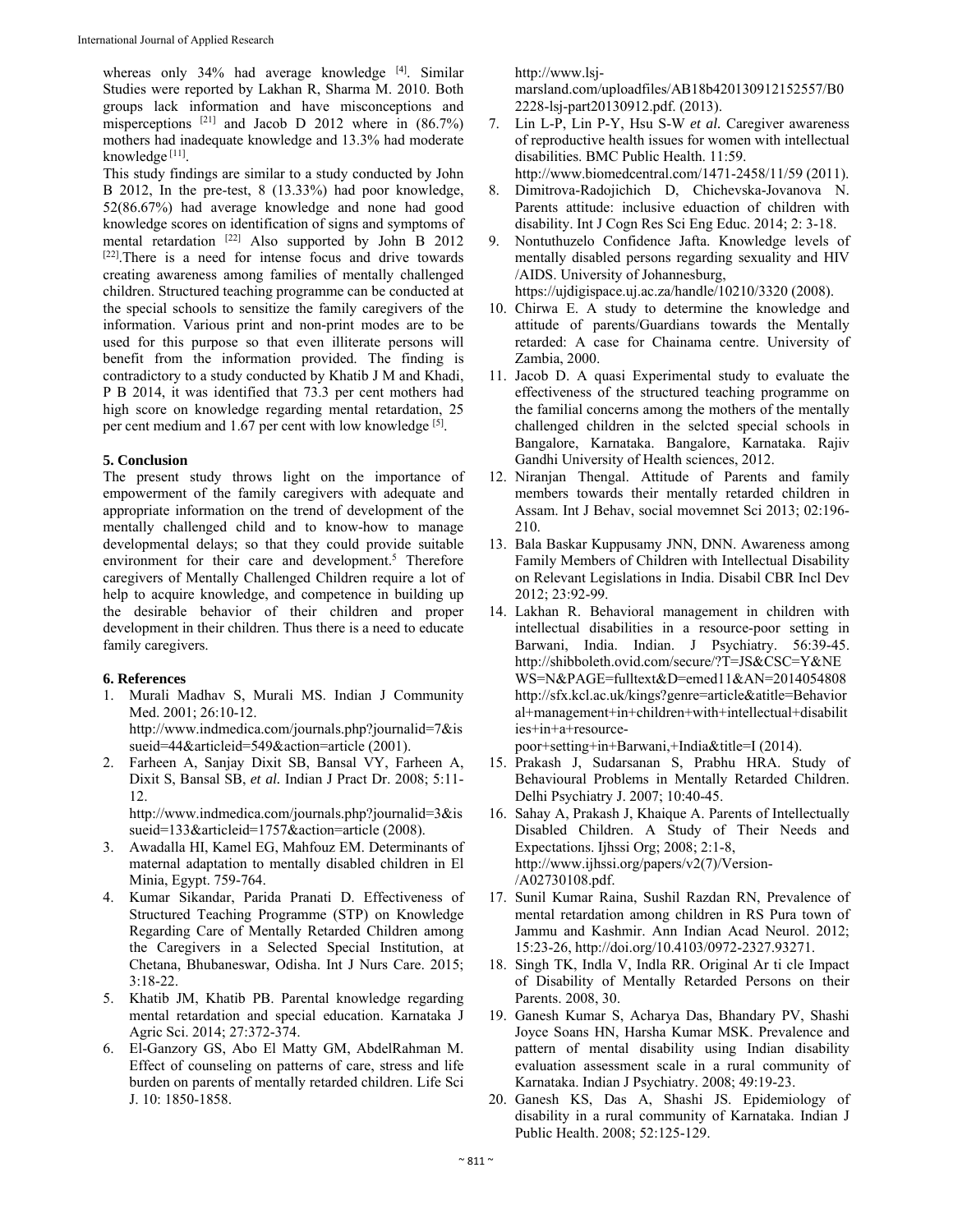whereas only 34% had average knowledge [4]. Similar Studies were reported by Lakhan R, Sharma M. 2010. Both groups lack information and have misconceptions and misperceptions [21] and Jacob D 2012 where in (86.7%) mothers had inadequate knowledge and 13.3% had moderate knowledge [11].

This study findings are similar to a study conducted by John B 2012, In the pre-test, 8 (13.33%) had poor knowledge, 52(86.67%) had average knowledge and none had good knowledge scores on identification of signs and symptoms of mental retardation [22] Also supported by John B 2012 [22].There is a need for intense focus and drive towards creating awareness among families of mentally challenged children. Structured teaching programme can be conducted at the special schools to sensitize the family caregivers of the information. Various print and non-print modes are to be used for this purpose so that even illiterate persons will benefit from the information provided. The finding is contradictory to a study conducted by Khatib J M and Khadi, P B 2014, it was identified that 73.3 per cent mothers had high score on knowledge regarding mental retardation, 25 per cent medium and 1.67 per cent with low knowledge [5].

## 5. Conclusion

The present study throws light on the importance of empowerment of the family caregivers with adequate and appropriate information on the trend of development of the mentally challenged child and to know-how to manage developmental delays; so that they could provide suitable environment for their care and development.[5] Therefore caregivers of Mentally Challenged Children require a lot of help to acquire knowledge, and competence in building up the desirable behavior of their children and proper development in their children. Thus there is a need to educate family caregivers.

## 6. References

1. Murali Madhav S, Murali MS. Indian J Community Med. 2001; 26:10-12. http://www.indmedica.com/journals.php?journalid=7&issueid=44&articleid=549&action=article (2001).
2. Farheen A, Sanjay Dixit SB, Bansal VY, Farheen A, Dixit S, Bansal SB, *et al.* Indian J Pract Dr. 2008; 5:11-12. http://www.indmedica.com/journals.php?journalid=3&issueid=133&articleid=1757&action=article (2008).
3. Awadalla HI, Kamel EG, Mahfouz EM. Determinants of maternal adaptation to mentally disabled children in El Minia, Egypt. 759-764.
4. Kumar Sikandar, Parida Pranati D. Effectiveness of Structured Teaching Programme (STP) on Knowledge Regarding Care of Mentally Retarded Children among the Caregivers in a Selected Special Institution, at Chetana, Bhubaneswar, Odisha. Int J Nurs Care. 2015; 3:18-22.
5. Khatib JM, Khatib PB. Parental knowledge regarding mental retardation and special education. Karnataka J Agric Sci. 2014; 27:372-374.
6. El-Ganzory GS, Abo El Matty GM, AbdelRahman M. Effect of counseling on patterns of care, stress and life burden on parents of mentally retarded children. Life Sci J. 10: 1850-1858. http://www.lsj-marsland.com/uploadfiles/AB18b420130912152557/B02228-lsj-part20130912.pdf. (2013).
7. Lin L-P, Lin P-Y, Hsu S-W *et al.* Caregiver awareness of reproductive health issues for women with intellectual disabilities. BMC Public Health. 11:59. http://www.biomedcentral.com/1471-2458/11/59 (2011).
8. Dimitrova-Radojichich D, Chichevska-Jovanova N. Parents attitude: inclusive eduaction of children with disability. Int J Cogn Res Sci Eng Educ. 2014; 2: 3-18.
9. Nontuthuzelo Confidence Jafta. Knowledge levels of mentally disabled persons regarding sexuality and HIV /AIDS. University of Johannesburg, https://ujdigispace.uj.ac.za/handle/10210/3320 (2008).
10. Chirwa E. A study to determine the knowledge and attitude of parents/Guardians towards the Mentally retarded: A case for Chainama centre. University of Zambia, 2000.
11. Jacob D. A quasi Experimental study to evaluate the effectiveness of the structured teaching programme on the familial concerns among the mothers of the mentally challenged children in the selcted special schools in Bangalore, Karnataka. Bangalore, Karnataka. Rajiv Gandhi University of Health sciences, 2012.
12. Niranjan Thengal. Attitude of Parents and family members towards their mentally retarded children in Assam. Int J Behav, social movemnet Sci 2013; 02:196-210.
13. Bala Baskar Kuppusamy JNN, DNN. Awareness among Family Members of Children with Intellectual Disability on Relevant Legislations in India. Disabil CBR Incl Dev 2012; 23:92-99.
14. Lakhan R. Behavioral management in children with intellectual disabilities in a resource-poor setting in Barwani, India. Indian. J Psychiatry. 56:39-45. http://shibboleth.ovid.com/secure/?T=JS&CSC=Y&NEWS=N&PAGE=fulltext&D=emed11&AN=2014054808 http://sfx.kcl.ac.uk/kings?genre=article&atitle=Behavioral+management+in+children+with+intellectual+disabilities+in+a+resource-poor+setting+in+Barwani,+India&title=I (2014).
15. Prakash J, Sudarsanan S, Prabhu HRA. Study of Behavioural Problems in Mentally Retarded Children. Delhi Psychiatry J. 2007; 10:40-45.
16. Sahay A, Prakash J, Khaique A. Parents of Intellectually Disabled Children. A Study of Their Needs and Expectations. Ijhssi Org; 2008; 2:1-8, http://www.ijhssi.org/papers/v2(7)/Version-/A02730108.pdf.
17. Sunil Kumar Raina, Sushil Razdan RN, Prevalence of mental retardation among children in RS Pura town of Jammu and Kashmir. Ann Indian Acad Neurol. 2012; 15:23-26, http://doi.org/10.4103/0972-2327.93271.
18. Singh TK, Indla V, Indla RR. Original Ar ti cle Impact of Disability of Mentally Retarded Persons on their Parents. 2008, 30.
19. Ganesh Kumar S, Acharya Das, Bhandary PV, Shashi Joyce Soans HN, Harsha Kumar MSK. Prevalence and pattern of mental disability using Indian disability evaluation assessment scale in a rural community of Karnataka. Indian J Psychiatry. 2008; 49:19-23.
20. Ganesh KS, Das A, Shashi JS. Epidemiology of disability in a rural community of Karnataka. Indian J Public Health. 2008; 52:125-129.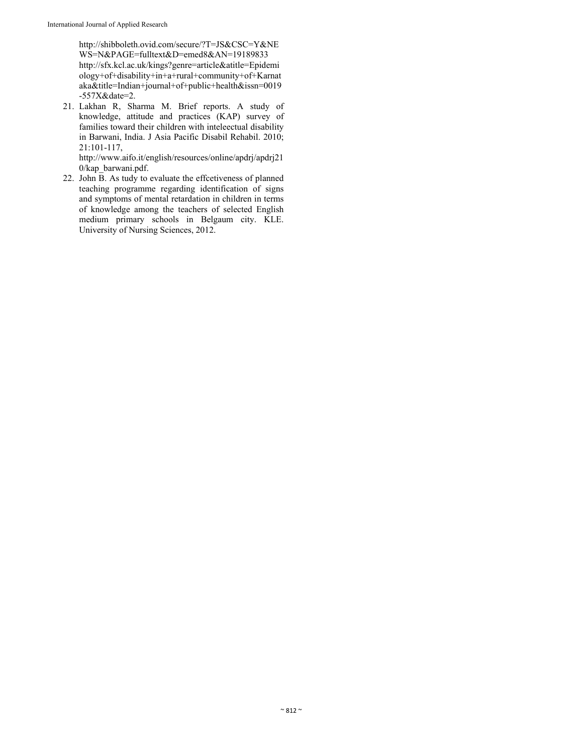http://shibboleth.ovid.com/secure/?T=JS&CSC=Y&NEWS=N&PAGE=fulltext&D=emed8&AN=19189833 http://sfx.kcl.ac.uk/kings?genre=article&atitle=Epidemiology+of+disability+in+a+rural+community+of+Karnataka&title=Indian+journal+of+public+health&issn=0019-557X&date=2.

21. Lakhan R, Sharma M. Brief reports. A study of knowledge, attitude and practices (KAP) survey of families toward their children with inteleectual disability in Barwani, India. J Asia Pacific Disabil Rehabil. 2010; 21:101-117, http://www.aifo.it/english/resources/online/apdrj/apdrj210/kap_barwani.pdf.
22. John B. As tudy to evaluate the effcetiveness of planned teaching programme regarding identification of signs and symptoms of mental retardation in children in terms of knowledge among the teachers of selected English medium primary schools in Belgaum city. KLE. University of Nursing Sciences, 2012.